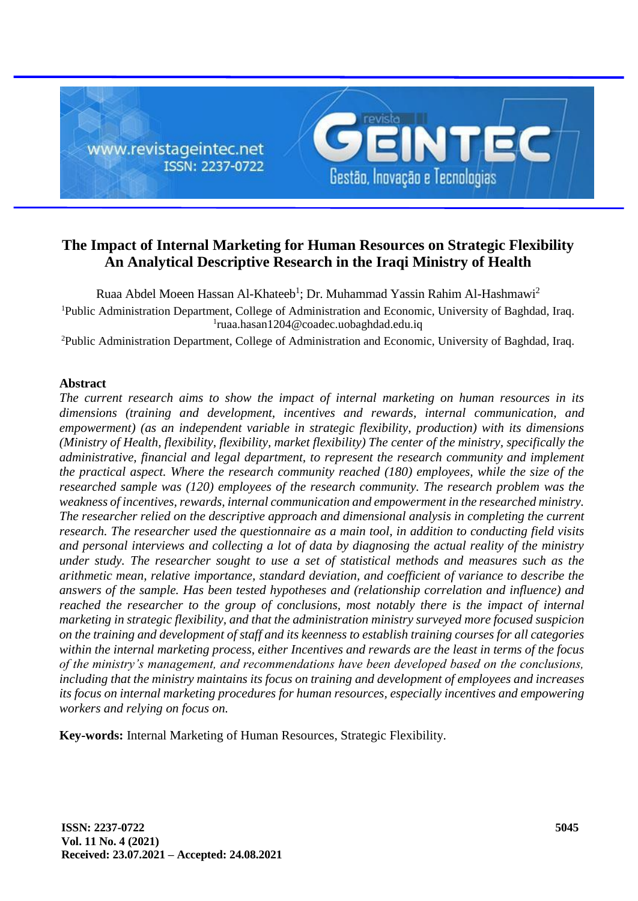# The Impact of Internal Marketing for Human Resources on Strategic Flexibility An Analytical Descriptive Research in the Iraqi Ministry of Health

Ruaa Abdel Moeen Hassan Al-Khateeb[1]; Dr. Muhammad Yassin Rahim Al-Hashmawi[2]

[1]Public Administration Department, College of Administration and Economic, University of Baghdad, Iraq.
[1]ruaa.hasan1204@coadec.uobaghdad.edu.iq

[2]Public Administration Department, College of Administration and Economic, University of Baghdad, Iraq.

## Abstract

*The current research aims to show the impact of internal marketing on human resources in its dimensions (training and development, incentives and rewards, internal communication, and empowerment) (as an independent variable in strategic flexibility, production) with its dimensions (Ministry of Health, flexibility, flexibility, market flexibility) The center of the ministry, specifically the administrative, financial and legal department, to represent the research community and implement the practical aspect. Where the research community reached (180) employees, while the size of the researched sample was (120) employees of the research community. The research problem was the weakness of incentives, rewards, internal communication and empowerment in the researched ministry. The researcher relied on the descriptive approach and dimensional analysis in completing the current research. The researcher used the questionnaire as a main tool, in addition to conducting field visits and personal interviews and collecting a lot of data by diagnosing the actual reality of the ministry under study. The researcher sought to use a set of statistical methods and measures such as the arithmetic mean, relative importance, standard deviation, and coefficient of variance to describe the answers of the sample. Has been tested hypotheses and (relationship correlation and influence) and reached the researcher to the group of conclusions, most notably there is the impact of internal marketing in strategic flexibility, and that the administration ministry surveyed more focused suspicion on the training and development of staff and its keenness to establish training courses for all categories within the internal marketing process, either Incentives and rewards are the least in terms of the focus of the ministry's management, and recommendations have been developed based on the conclusions, including that the ministry maintains its focus on training and development of employees and increases its focus on internal marketing procedures for human resources, especially incentives and empowering workers and relying on focus on.*

**Key-words:** Internal Marketing of Human Resources, Strategic Flexibility.

**Received: 23.07.2021 – Accepted: 24.08.2021**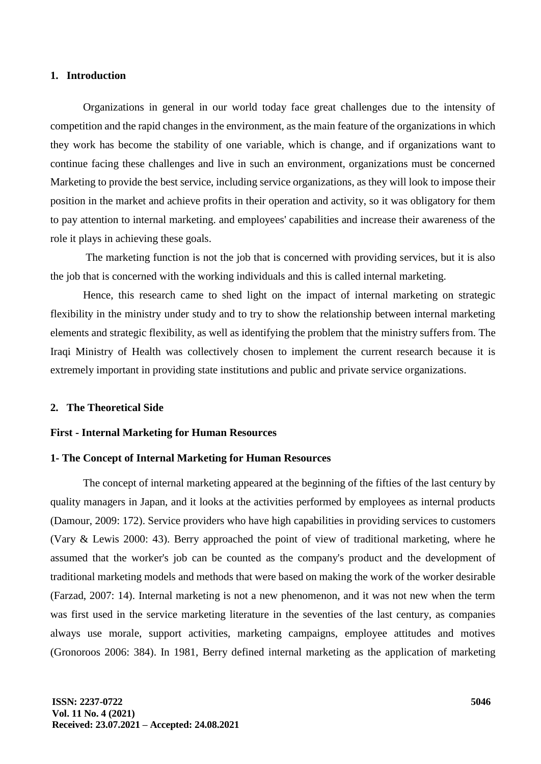## 1. Introduction

Organizations in general in our world today face great challenges due to the intensity of competition and the rapid changes in the environment, as the main feature of the organizations in which they work has become the stability of one variable, which is change, and if organizations want to continue facing these challenges and live in such an environment, organizations must be concerned Marketing to provide the best service, including service organizations, as they will look to impose their position in the market and achieve profits in their operation and activity, so it was obligatory for them to pay attention to internal marketing. and employees' capabilities and increase their awareness of the role it plays in achieving these goals.

The marketing function is not the job that is concerned with providing services, but it is also the job that is concerned with the working individuals and this is called internal marketing.

Hence, this research came to shed light on the impact of internal marketing on strategic flexibility in the ministry under study and to try to show the relationship between internal marketing elements and strategic flexibility, as well as identifying the problem that the ministry suffers from. The Iraqi Ministry of Health was collectively chosen to implement the current research because it is extremely important in providing state institutions and public and private service organizations.

## 2. The Theoretical Side

### First - Internal Marketing for Human Resources

### 1- The Concept of Internal Marketing for Human Resources

The concept of internal marketing appeared at the beginning of the fifties of the last century by quality managers in Japan, and it looks at the activities performed by employees as internal products (Damour, 2009: 172). Service providers who have high capabilities in providing services to customers (Vary & Lewis 2000: 43). Berry approached the point of view of traditional marketing, where he assumed that the worker's job can be counted as the company's product and the development of traditional marketing models and methods that were based on making the work of the worker desirable (Farzad, 2007: 14). Internal marketing is not a new phenomenon, and it was not new when the term was first used in the service marketing literature in the seventies of the last century, as companies always use morale, support activities, marketing campaigns, employee attitudes and motives (Gronoroos 2006: 384). In 1981, Berry defined internal marketing as the application of marketing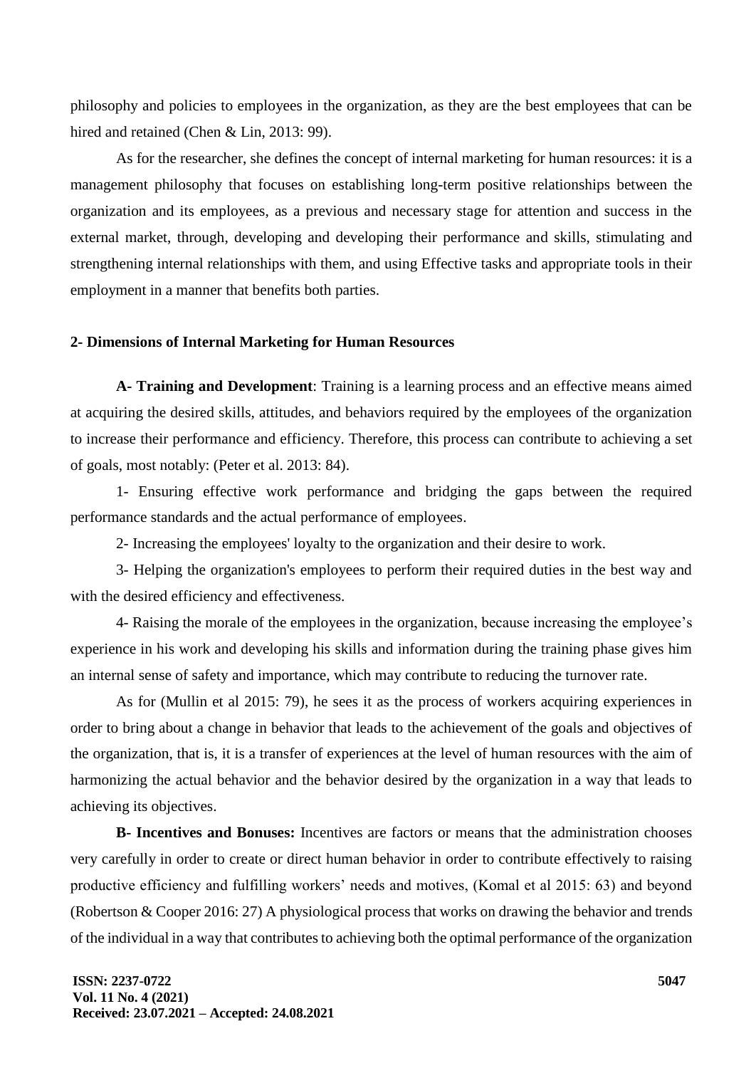philosophy and policies to employees in the organization, as they are the best employees that can be hired and retained (Chen & Lin, 2013: 99).

As for the researcher, she defines the concept of internal marketing for human resources: it is a management philosophy that focuses on establishing long-term positive relationships between the organization and its employees, as a previous and necessary stage for attention and success in the external market, through, developing and developing their performance and skills, stimulating and strengthening internal relationships with them, and using Effective tasks and appropriate tools in their employment in a manner that benefits both parties.

### 2- Dimensions of Internal Marketing for Human Resources

**A- Training and Development**: Training is a learning process and an effective means aimed at acquiring the desired skills, attitudes, and behaviors required by the employees of the organization to increase their performance and efficiency. Therefore, this process can contribute to achieving a set of goals, most notably: (Peter et al. 2013: 84).

1- Ensuring effective work performance and bridging the gaps between the required performance standards and the actual performance of employees.

2- Increasing the employees' loyalty to the organization and their desire to work.

3- Helping the organization's employees to perform their required duties in the best way and with the desired efficiency and effectiveness.

4- Raising the morale of the employees in the organization, because increasing the employee's experience in his work and developing his skills and information during the training phase gives him an internal sense of safety and importance, which may contribute to reducing the turnover rate.

As for (Mullin et al 2015: 79), he sees it as the process of workers acquiring experiences in order to bring about a change in behavior that leads to the achievement of the goals and objectives of the organization, that is, it is a transfer of experiences at the level of human resources with the aim of harmonizing the actual behavior and the behavior desired by the organization in a way that leads to achieving its objectives.

**B- Incentives and Bonuses:** Incentives are factors or means that the administration chooses very carefully in order to create or direct human behavior in order to contribute effectively to raising productive efficiency and fulfilling workers' needs and motives, (Komal et al 2015: 63) and beyond (Robertson & Cooper 2016: 27) A physiological process that works on drawing the behavior and trends of the individual in a way that contributes to achieving both the optimal performance of the organization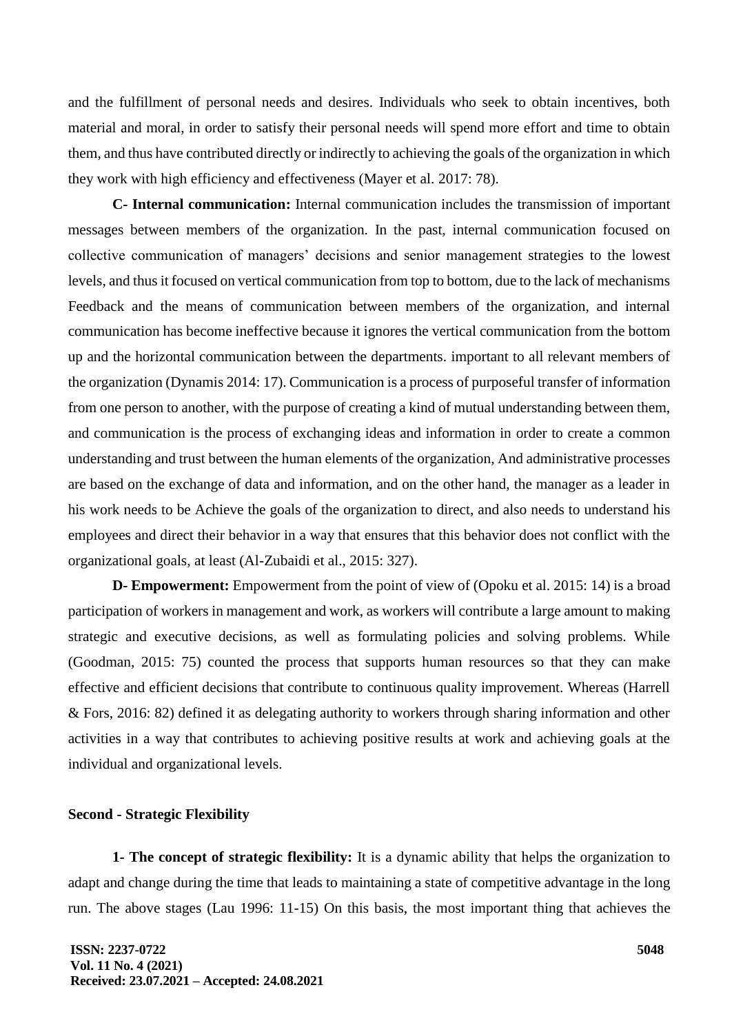and the fulfillment of personal needs and desires. Individuals who seek to obtain incentives, both material and moral, in order to satisfy their personal needs will spend more effort and time to obtain them, and thus have contributed directly or indirectly to achieving the goals of the organization in which they work with high efficiency and effectiveness (Mayer et al. 2017: 78).

**C- Internal communication:** Internal communication includes the transmission of important messages between members of the organization. In the past, internal communication focused on collective communication of managers' decisions and senior management strategies to the lowest levels, and thus it focused on vertical communication from top to bottom, due to the lack of mechanisms Feedback and the means of communication between members of the organization, and internal communication has become ineffective because it ignores the vertical communication from the bottom up and the horizontal communication between the departments. important to all relevant members of the organization (Dynamis 2014: 17). Communication is a process of purposeful transfer of information from one person to another, with the purpose of creating a kind of mutual understanding between them, and communication is the process of exchanging ideas and information in order to create a common understanding and trust between the human elements of the organization, And administrative processes are based on the exchange of data and information, and on the other hand, the manager as a leader in his work needs to be Achieve the goals of the organization to direct, and also needs to understand his employees and direct their behavior in a way that ensures that this behavior does not conflict with the organizational goals, at least (Al-Zubaidi et al., 2015: 327).

**D- Empowerment:** Empowerment from the point of view of (Opoku et al. 2015: 14) is a broad participation of workers in management and work, as workers will contribute a large amount to making strategic and executive decisions, as well as formulating policies and solving problems. While (Goodman, 2015: 75) counted the process that supports human resources so that they can make effective and efficient decisions that contribute to continuous quality improvement. Whereas (Harrell & Fors, 2016: 82) defined it as delegating authority to workers through sharing information and other activities in a way that contributes to achieving positive results at work and achieving goals at the individual and organizational levels.

### Second - Strategic Flexibility

**1- The concept of strategic flexibility:** It is a dynamic ability that helps the organization to adapt and change during the time that leads to maintaining a state of competitive advantage in the long run. The above stages (Lau 1996: 11-15) On this basis, the most important thing that achieves the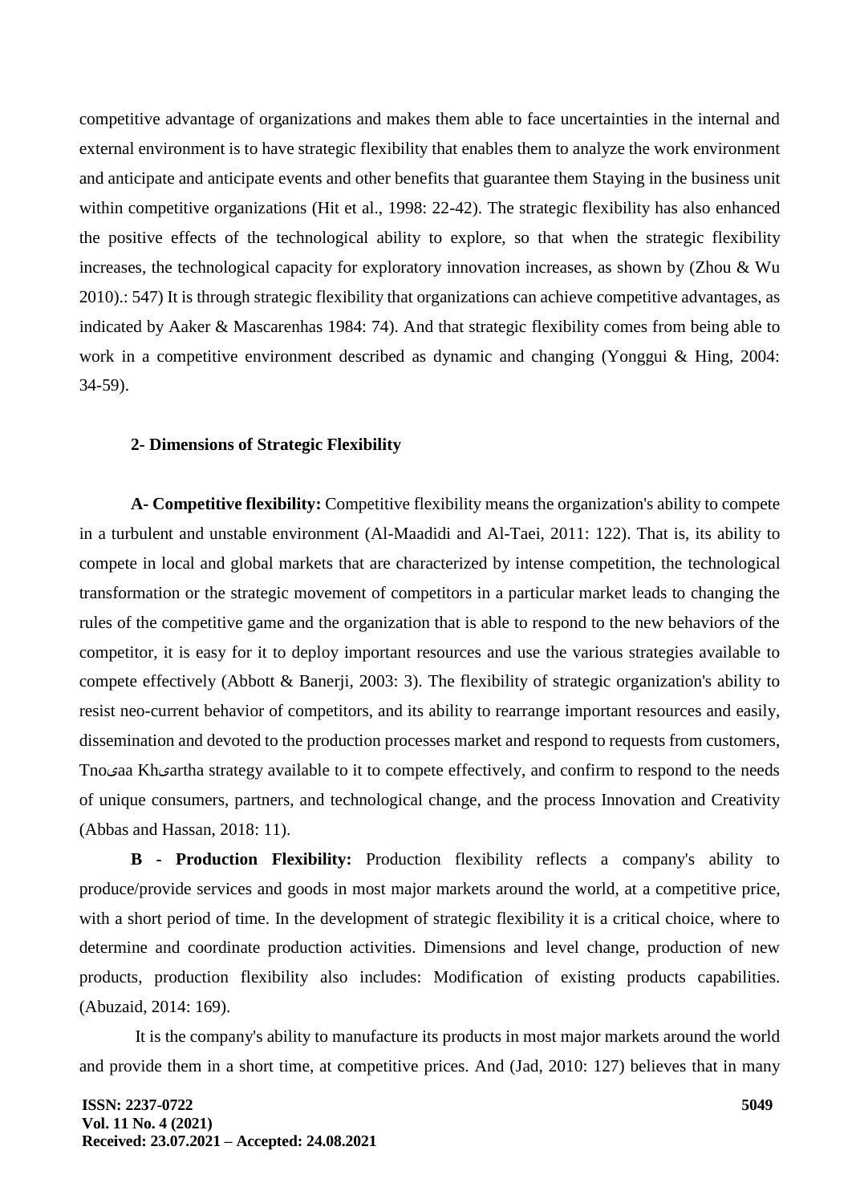competitive advantage of organizations and makes them able to face uncertainties in the internal and external environment is to have strategic flexibility that enables them to analyze the work environment and anticipate and anticipate events and other benefits that guarantee them Staying in the business unit within competitive organizations (Hit et al., 1998: 22-42). The strategic flexibility has also enhanced the positive effects of the technological ability to explore, so that when the strategic flexibility increases, the technological capacity for exploratory innovation increases, as shown by (Zhou & Wu 2010).: 547) It is through strategic flexibility that organizations can achieve competitive advantages, as indicated by Aaker & Mascarenhas 1984: 74). And that strategic flexibility comes from being able to work in a competitive environment described as dynamic and changing (Yonggui & Hing, 2004: 34-59).

### 2- Dimensions of Strategic Flexibility

**A- Competitive flexibility:** Competitive flexibility means the organization's ability to compete in a turbulent and unstable environment (Al-Maadidi and Al-Taei, 2011: 122). That is, its ability to compete in local and global markets that are characterized by intense competition, the technological transformation or the strategic movement of competitors in a particular market leads to changing the rules of the competitive game and the organization that is able to respond to the new behaviors of the competitor, it is easy for it to deploy important resources and use the various strategies available to compete effectively (Abbott & Banerji, 2003: 3). The flexibility of strategic organization's ability to resist neo-current behavior of competitors, and its ability to rearrange important resources and easily, dissemination and devoted to the production processes market and respond to requests from customers, Tnoیaa Khیartha strategy available to it to compete effectively, and confirm to respond to the needs of unique consumers, partners, and technological change, and the process Innovation and Creativity (Abbas and Hassan, 2018: 11).

**B - Production Flexibility:** Production flexibility reflects a company's ability to produce/provide services and goods in most major markets around the world, at a competitive price, with a short period of time. In the development of strategic flexibility it is a critical choice, where to determine and coordinate production activities. Dimensions and level change, production of new products, production flexibility also includes: Modification of existing products capabilities. (Abuzaid, 2014: 169).

It is the company's ability to manufacture its products in most major markets around the world and provide them in a short time, at competitive prices. And (Jad, 2010: 127) believes that in many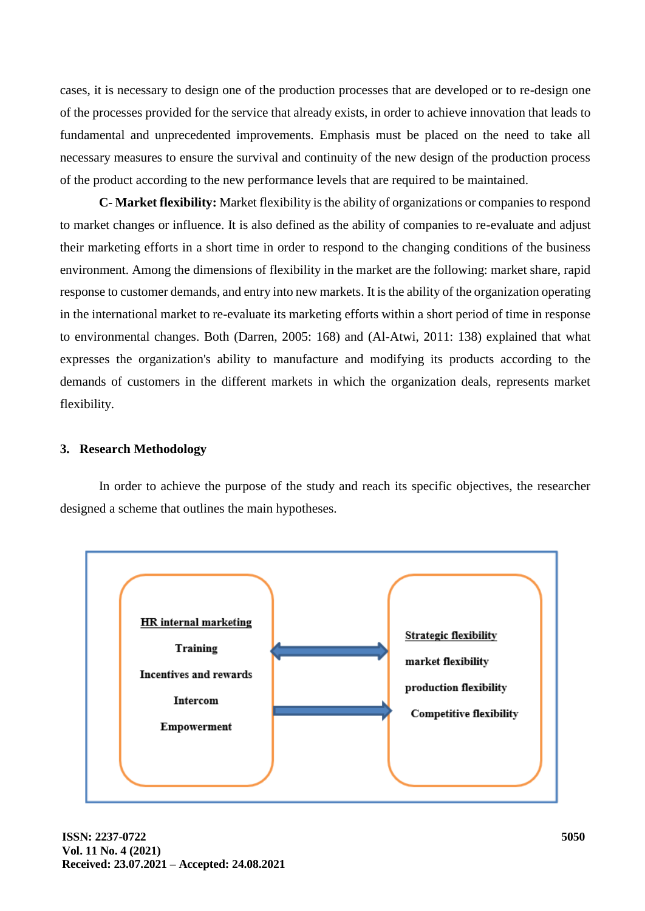cases, it is necessary to design one of the production processes that are developed or to re-design one of the processes provided for the service that already exists, in order to achieve innovation that leads to fundamental and unprecedented improvements. Emphasis must be placed on the need to take all necessary measures to ensure the survival and continuity of the new design of the production process of the product according to the new performance levels that are required to be maintained.

**C- Market flexibility:** Market flexibility is the ability of organizations or companies to respond to market changes or influence. It is also defined as the ability of companies to re-evaluate and adjust their marketing efforts in a short time in order to respond to the changing conditions of the business environment. Among the dimensions of flexibility in the market are the following: market share, rapid response to customer demands, and entry into new markets. It is the ability of the organization operating in the international market to re-evaluate its marketing efforts within a short period of time in response to environmental changes. Both (Darren, 2005: 168) and (Al-Atwi, 2011: 138) explained that what expresses the organization's ability to manufacture and modifying its products according to the demands of customers in the different markets in which the organization deals, represents market flexibility.

## 3. Research Methodology

In order to achieve the purpose of the study and reach its specific objectives, the researcher designed a scheme that outlines the main hypotheses.

**HR internal marketing**

Training

Incentives and rewards

Intercom

Empowerment

**Strategic flexibility**

market flexibility

production flexibility

Competitive flexibility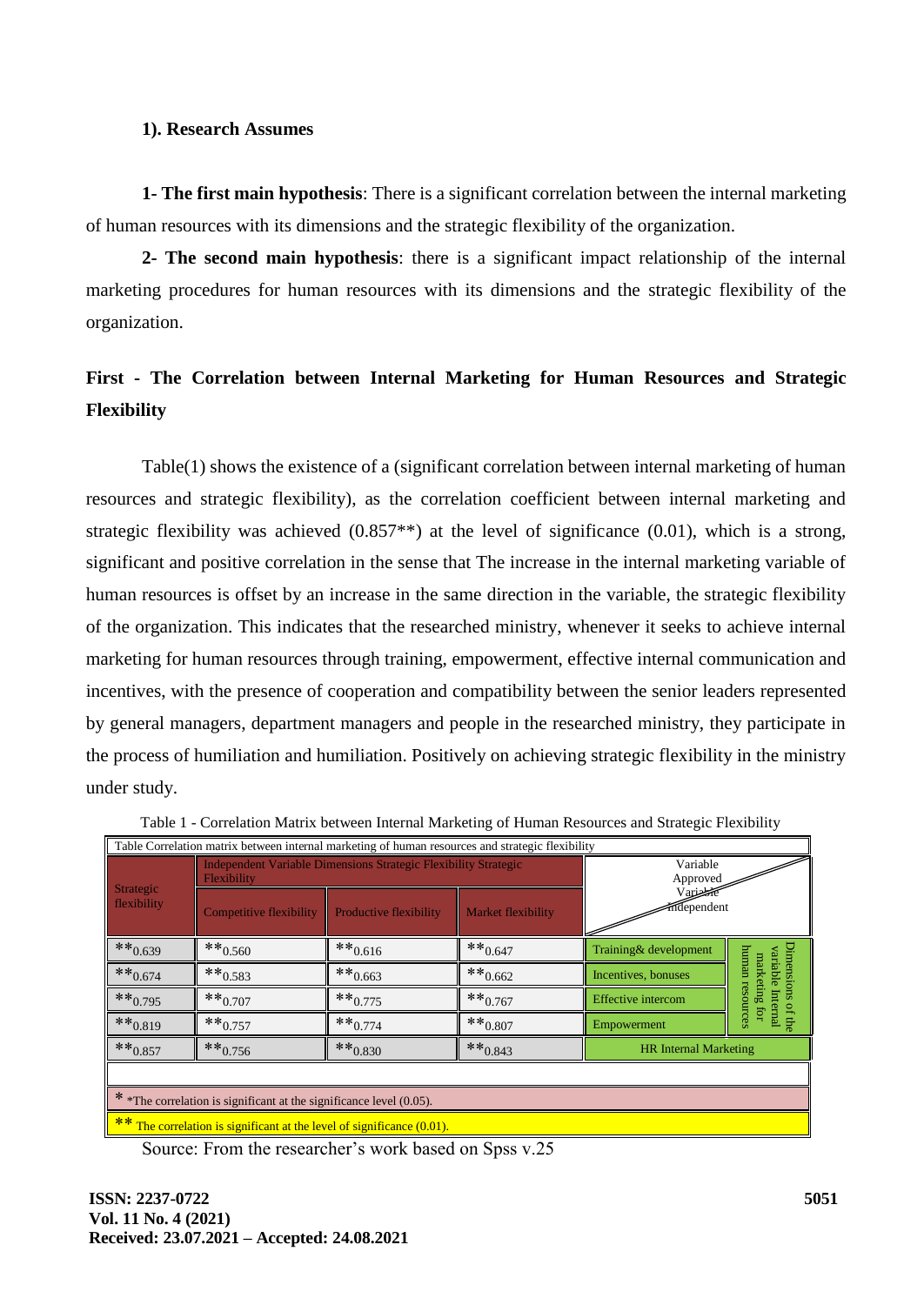## 1). Research Assumes

**1- The first main hypothesis**: There is a significant correlation between the internal marketing of human resources with its dimensions and the strategic flexibility of the organization.

**2- The second main hypothesis**: there is a significant impact relationship of the internal marketing procedures for human resources with its dimensions and the strategic flexibility of the organization.

## First - The Correlation between Internal Marketing for Human Resources and Strategic Flexibility

Table(1) shows the existence of a (significant correlation between internal marketing of human resources and strategic flexibility), as the correlation coefficient between internal marketing and strategic flexibility was achieved (0.857**) at the level of significance (0.01), which is a strong, significant and positive correlation in the sense that The increase in the internal marketing variable of human resources is offset by an increase in the same direction in the variable, the strategic flexibility of the organization. This indicates that the researched ministry, whenever it seeks to achieve internal marketing for human resources through training, empowerment, effective internal communication and incentives, with the presence of cooperation and compatibility between the senior leaders represented by general managers, department managers and people in the researched ministry, they participate in the process of humiliation and humiliation. Positively on achieving strategic flexibility in the ministry under study.

Table 1 - Correlation Matrix between Internal Marketing of Human Resources and Strategic Flexibility

| Table Correlation matrix between internal marketing of human resources and strategic flexibility | | | | | |
|---|---|---|---|---|---|
| Strategic flexibility | Independent Variable Dimensions Strategic Flexibility Strategic Flexibility | | | Variable Approved / Variable independent | |
| | Competitive flexibility | Productive flexibility | Market flexibility | | |
| **0.639 | **0.560 | **0.616 | **0.647 | Training& development | Dimensions of the variable Internal marketing for human resources |
| **0.674 | **0.583 | **0.663 | **0.662 | Incentives, bonuses | |
| **0.795 | **0.707 | **0.775 | **0.767 | Effective intercom | |
| **0.819 | **0.757 | **0.774 | **0.807 | Empowerment | |
| **0.857 | **0.756 | **0.830 | **0.843 | HR Internal Marketing | |

\* *The correlation is significant at the significance level (0.05).

** The correlation is significant at the level of significance (0.01).

Source: From the researcher's work based on Spss v.25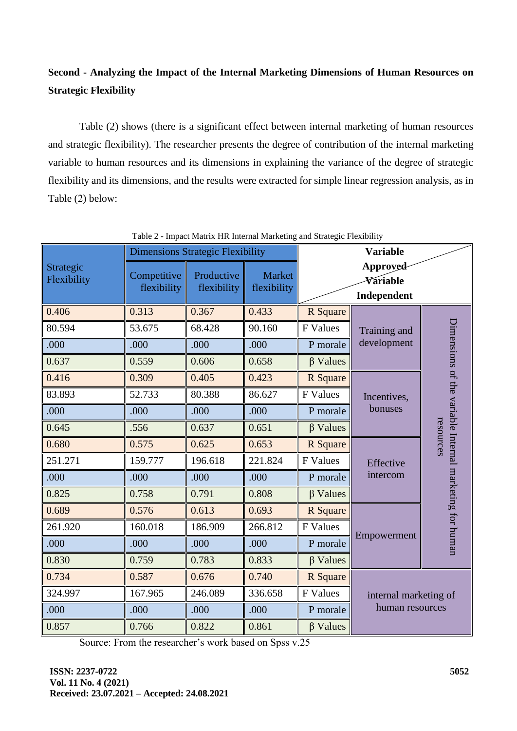**Second - Analyzing the Impact of the Internal Marketing Dimensions of Human Resources on Strategic Flexibility**

Table (2) shows (there is a significant effect between internal marketing of human resources and strategic flexibility). The researcher presents the degree of contribution of the internal marketing variable to human resources and its dimensions in explaining the variance of the degree of strategic flexibility and its dimensions, and the results were extracted for simple linear regression analysis, as in Table (2) below:

Table 2 - Impact Matrix HR Internal Marketing and Strategic Flexibility

| Strategic Flexibility | Dimensions Strategic Flexibility | | | Variable Approved / Variable Independent | | |
|---|---|---|---|---|---|---|
| | Competitive flexibility | Productive flexibility | Market flexibility | | | |
| 0.406 | 0.313 | 0.367 | 0.433 | R Square | Training and development | Dimensions of the variable Internal marketing for human resources |
| 80.594 | 53.675 | 68.428 | 90.160 | F Values | | |
| .000 | .000 | .000 | .000 | P morale | | |
| 0.637 | 0.559 | 0.606 | 0.658 | β Values | | |
| 0.416 | 0.309 | 0.405 | 0.423 | R Square | Incentives, bonuses | |
| 83.893 | 52.733 | 80.388 | 86.627 | F Values | | |
| .000 | .000 | .000 | .000 | P morale | | |
| 0.645 | .556 | 0.637 | 0.651 | β Values | | |
| 0.680 | 0.575 | 0.625 | 0.653 | R Square | Effective intercom | |
| 251.271 | 159.777 | 196.618 | 221.824 | F Values | | |
| .000 | .000 | .000 | .000 | P morale | | |
| 0.825 | 0.758 | 0.791 | 0.808 | β Values | | |
| 0.689 | 0.576 | 0.613 | 0.693 | R Square | Empowerment | |
| 261.920 | 160.018 | 186.909 | 266.812 | F Values | | |
| .000 | .000 | .000 | .000 | P morale | | |
| 0.830 | 0.759 | 0.783 | 0.833 | β Values | | |
| 0.734 | 0.587 | 0.676 | 0.740 | R Square | internal marketing of human resources | |
| 324.997 | 167.965 | 246.089 | 336.658 | F Values | | |
| .000 | .000 | .000 | .000 | P morale | | |
| 0.857 | 0.766 | 0.822 | 0.861 | β Values | | |

Source: From the researcher's work based on Spss v.25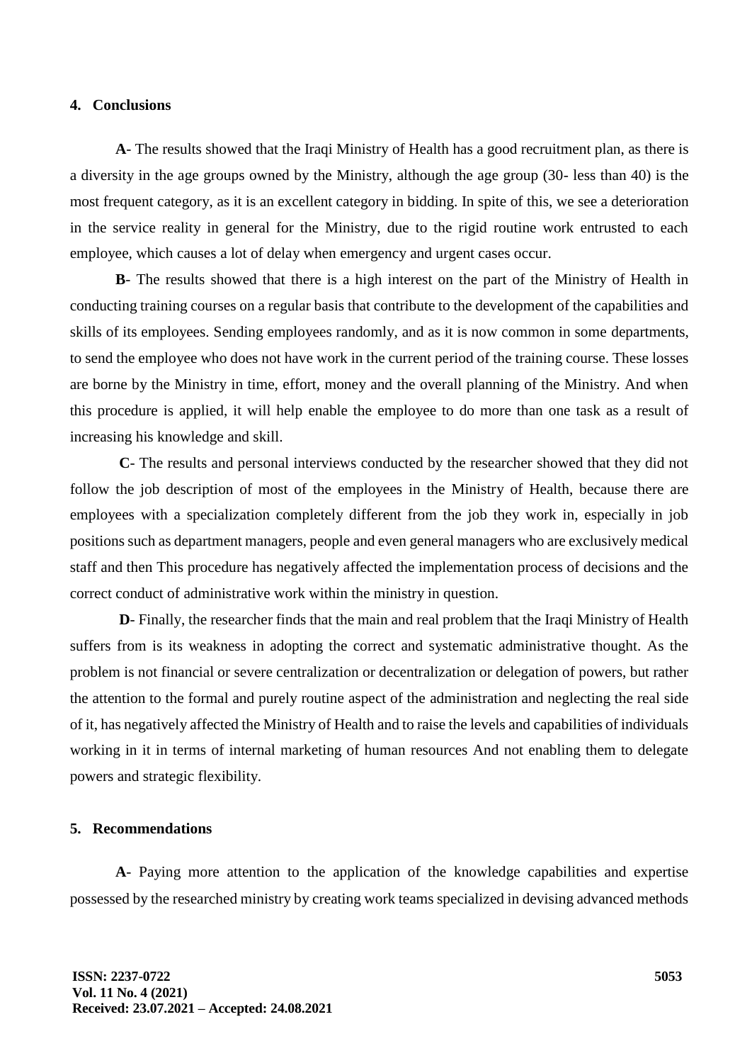## 4. Conclusions

**A**- The results showed that the Iraqi Ministry of Health has a good recruitment plan, as there is a diversity in the age groups owned by the Ministry, although the age group (30- less than 40) is the most frequent category, as it is an excellent category in bidding. In spite of this, we see a deterioration in the service reality in general for the Ministry, due to the rigid routine work entrusted to each employee, which causes a lot of delay when emergency and urgent cases occur.

**B**- The results showed that there is a high interest on the part of the Ministry of Health in conducting training courses on a regular basis that contribute to the development of the capabilities and skills of its employees. Sending employees randomly, and as it is now common in some departments, to send the employee who does not have work in the current period of the training course. These losses are borne by the Ministry in time, effort, money and the overall planning of the Ministry. And when this procedure is applied, it will help enable the employee to do more than one task as a result of increasing his knowledge and skill.

**C**- The results and personal interviews conducted by the researcher showed that they did not follow the job description of most of the employees in the Ministry of Health, because there are employees with a specialization completely different from the job they work in, especially in job positions such as department managers, people and even general managers who are exclusively medical staff and then This procedure has negatively affected the implementation process of decisions and the correct conduct of administrative work within the ministry in question.

**D**- Finally, the researcher finds that the main and real problem that the Iraqi Ministry of Health suffers from is its weakness in adopting the correct and systematic administrative thought. As the problem is not financial or severe centralization or decentralization or delegation of powers, but rather the attention to the formal and purely routine aspect of the administration and neglecting the real side of it, has negatively affected the Ministry of Health and to raise the levels and capabilities of individuals working in it in terms of internal marketing of human resources And not enabling them to delegate powers and strategic flexibility.

## 5. Recommendations

**A**- Paying more attention to the application of the knowledge capabilities and expertise possessed by the researched ministry by creating work teams specialized in devising advanced methods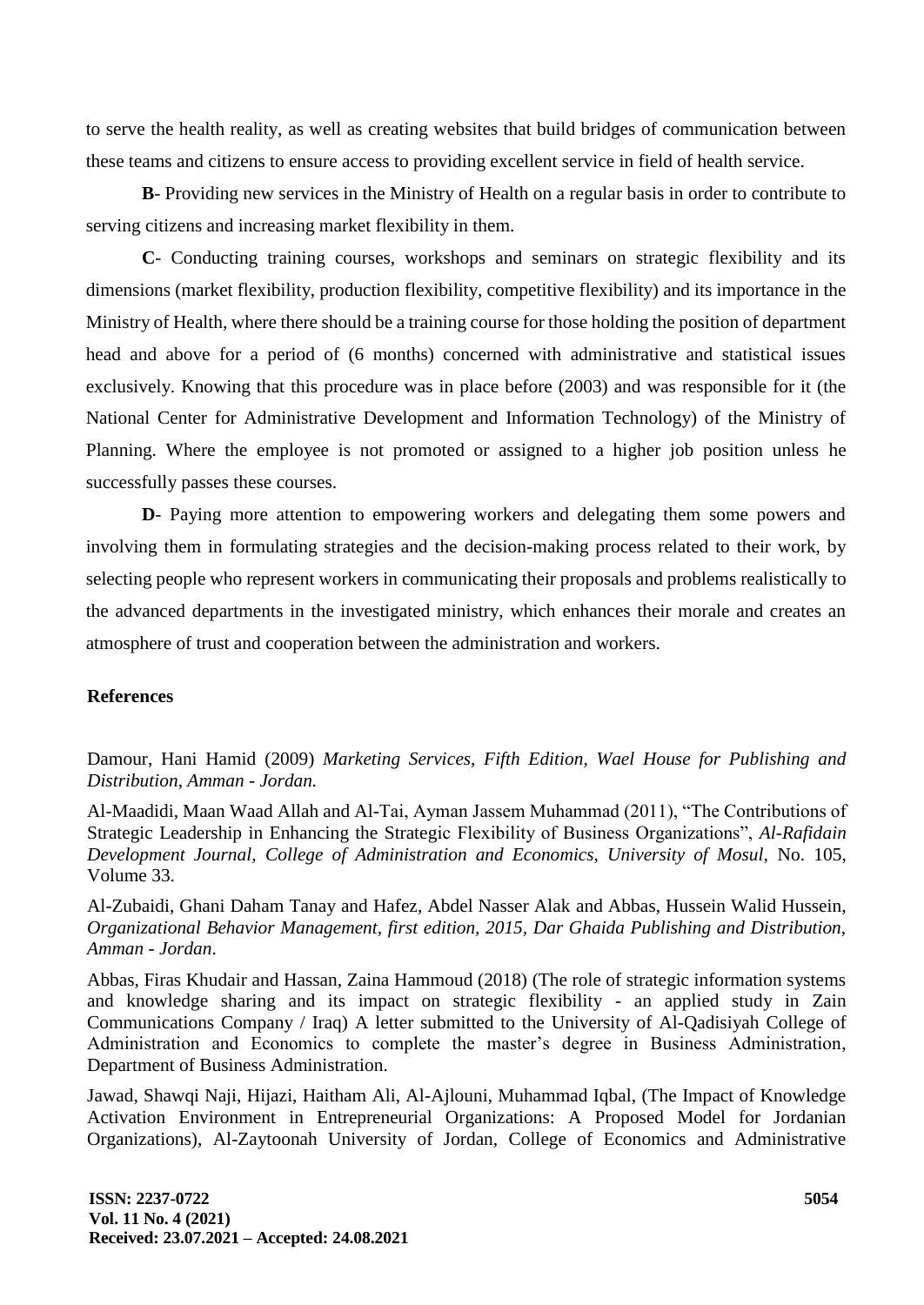to serve the health reality, as well as creating websites that build bridges of communication between these teams and citizens to ensure access to providing excellent service in field of health service.

**B**- Providing new services in the Ministry of Health on a regular basis in order to contribute to serving citizens and increasing market flexibility in them.

**C**- Conducting training courses, workshops and seminars on strategic flexibility and its dimensions (market flexibility, production flexibility, competitive flexibility) and its importance in the Ministry of Health, where there should be a training course for those holding the position of department head and above for a period of (6 months) concerned with administrative and statistical issues exclusively. Knowing that this procedure was in place before (2003) and was responsible for it (the National Center for Administrative Development and Information Technology) of the Ministry of Planning. Where the employee is not promoted or assigned to a higher job position unless he successfully passes these courses.

**D**- Paying more attention to empowering workers and delegating them some powers and involving them in formulating strategies and the decision-making process related to their work, by selecting people who represent workers in communicating their proposals and problems realistically to the advanced departments in the investigated ministry, which enhances their morale and creates an atmosphere of trust and cooperation between the administration and workers.

## References

Damour, Hani Hamid (2009) *Marketing Services, Fifth Edition, Wael House for Publishing and Distribution, Amman - Jordan.*

Al-Maadidi, Maan Waad Allah and Al-Tai, Ayman Jassem Muhammad (2011), "The Contributions of Strategic Leadership in Enhancing the Strategic Flexibility of Business Organizations", *Al-Rafidain Development Journal, College of Administration and Economics, University of Mosul,* No. 105, Volume 33.

Al-Zubaidi, Ghani Daham Tanay and Hafez, Abdel Nasser Alak and Abbas, Hussein Walid Hussein, *Organizational Behavior Management, first edition, 2015, Dar Ghaida Publishing and Distribution, Amman - Jordan*.

Abbas, Firas Khudair and Hassan, Zaina Hammoud (2018) (The role of strategic information systems and knowledge sharing and its impact on strategic flexibility - an applied study in Zain Communications Company / Iraq) A letter submitted to the University of Al-Qadisiyah College of Administration and Economics to complete the master's degree in Business Administration, Department of Business Administration.

Jawad, Shawqi Naji, Hijazi, Haitham Ali, Al-Ajlouni, Muhammad Iqbal, (The Impact of Knowledge Activation Environment in Entrepreneurial Organizations: A Proposed Model for Jordanian Organizations), Al-Zaytoonah University of Jordan, College of Economics and Administrative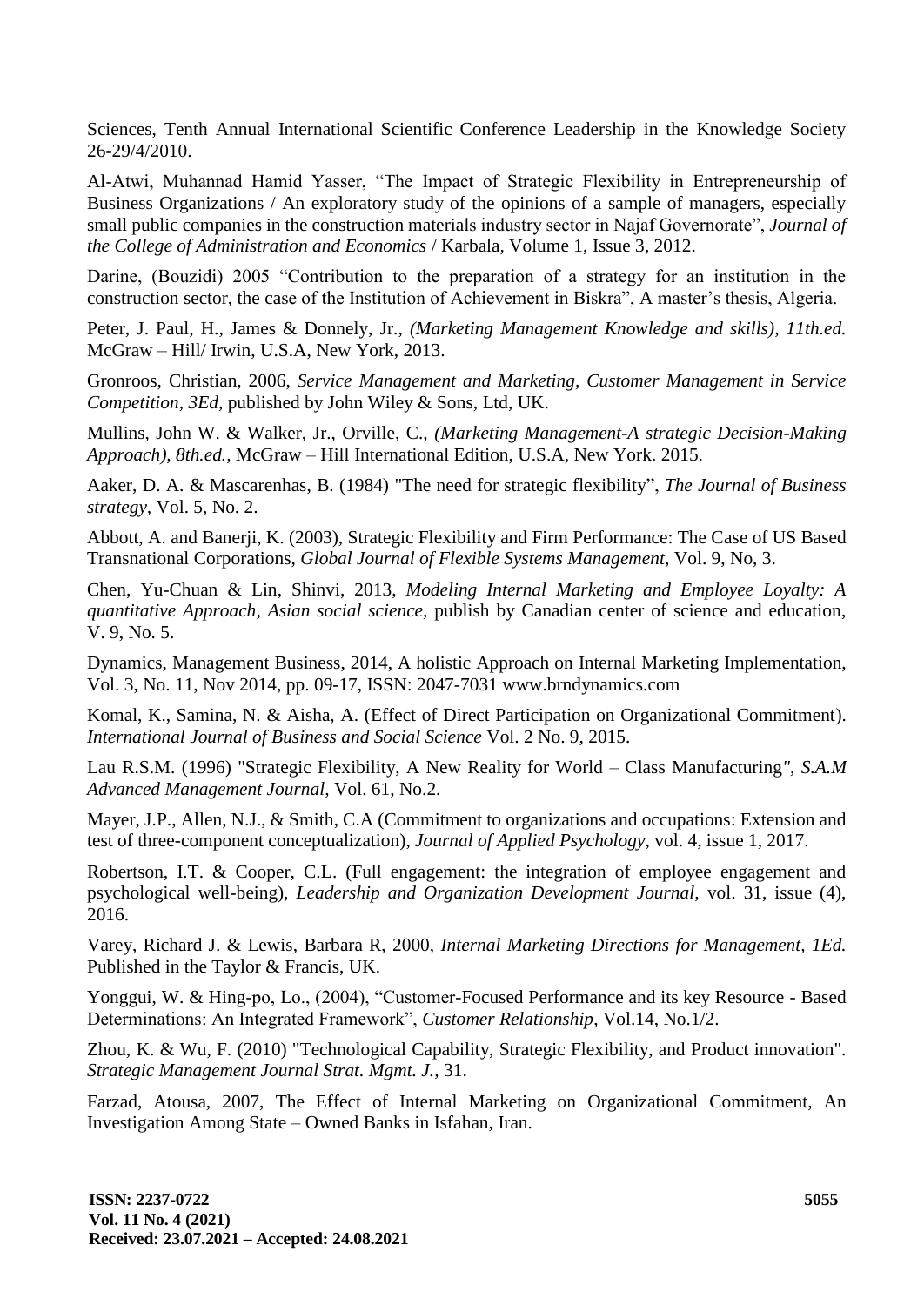Sciences, Tenth Annual International Scientific Conference Leadership in the Knowledge Society 26-29/4/2010.

Al-Atwi, Muhannad Hamid Yasser, "The Impact of Strategic Flexibility in Entrepreneurship of Business Organizations / An exploratory study of the opinions of a sample of managers, especially small public companies in the construction materials industry sector in Najaf Governorate", *Journal of the College of Administration and Economics* / Karbala, Volume 1, Issue 3, 2012.

Darine, (Bouzidi) 2005 "Contribution to the preparation of a strategy for an institution in the construction sector, the case of the Institution of Achievement in Biskra", A master's thesis, Algeria.

Peter, J. Paul, H., James & Donnely, Jr., *(Marketing Management Knowledge and skills), 11th.ed.* McGraw – Hill/ Irwin, U.S.A, New York, 2013.

Gronroos, Christian, 2006, *Service Management and Marketing, Customer Management in Service Competition*, *3Ed*, published by John Wiley & Sons, Ltd, UK.

Mullins, John W. & Walker, Jr., Orville, C., *(Marketing Management-A strategic Decision-Making Approach), 8th.ed.*, McGraw – Hill International Edition, U.S.A, New York. 2015.

Aaker, D. A. & Mascarenhas, B. (1984) "The need for strategic flexibility", *The Journal of Business strategy*, Vol. 5, No. 2.

Abbott, A. and Banerji, K. (2003), Strategic Flexibility and Firm Performance: The Case of US Based Transnational Corporations, *Global Journal of Flexible Systems Management,* Vol. 9, No, 3.

Chen, Yu-Chuan & Lin, Shinvi, 2013, *Modeling Internal Marketing and Employee Loyalty: A quantitative Approach, Asian social science,* publish by Canadian center of science and education, V. 9, No. 5.

Dynamics, Management Business, 2014, A holistic Approach on Internal Marketing Implementation, Vol. 3, No. 11, Nov 2014, pp. 09-17, ISSN: 2047-7031 www.brndynamics.com

Komal, K., Samina, N. & Aisha, A. (Effect of Direct Participation on Organizational Commitment). *International Journal of Business and Social Science* Vol. 2 No. 9, 2015.

Lau R.S.M. (1996) "Strategic Flexibility, A New Reality for World – Class Manufacturing*", S.A.M Advanced Management Journal*, Vol. 61, No.2.

Mayer, J.P., Allen, N.J., & Smith, C.A (Commitment to organizations and occupations: Extension and test of three-component conceptualization), *Journal of Applied Psychology,* vol. 4, issue 1, 2017.

Robertson, I.T. & Cooper, C.L. (Full engagement: the integration of employee engagement and psychological well-being), *Leadership and Organization Development Journal,* vol. 31, issue (4), 2016.

Varey, Richard J. & Lewis, Barbara R, 2000, *Internal Marketing Directions for Management, 1Ed.* Published in the Taylor & Francis, UK.

Yonggui, W. & Hing-po, Lo., (2004), "Customer-Focused Performance and its key Resource - Based Determinations: An Integrated Framework", *Customer Relationship*, Vol.14, No.1/2.

Zhou, K. & Wu, F. (2010) "Technological Capability, Strategic Flexibility, and Product innovation". *Strategic Management Journal Strat. Mgmt. J.*, 31.

Farzad, Atousa, 2007, The Effect of Internal Marketing on Organizational Commitment, An Investigation Among State – Owned Banks in Isfahan, Iran.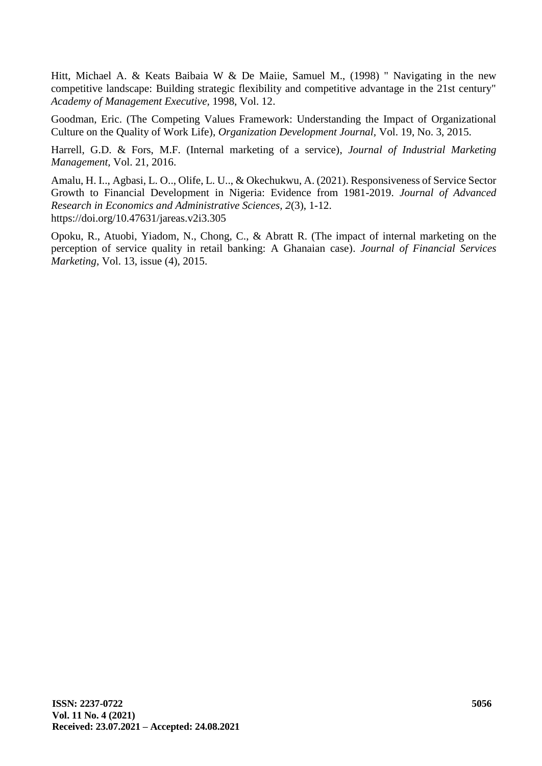Hitt, Michael A. & Keats Baibaia W & De Maiie, Samuel M., (1998) " Navigating in the new competitive landscape: Building strategic flexibility and competitive advantage in the 21st century" *Academy of Management Executive*, 1998, Vol. 12.

Goodman, Eric. (The Competing Values Framework: Understanding the Impact of Organizational Culture on the Quality of Work Life), *Organization Development Journal,* Vol. 19, No. 3, 2015.

Harrell, G.D. & Fors, M.F. (Internal marketing of a service), *Journal of Industrial Marketing Management,* Vol. 21, 2016.

Amalu, H. I.., Agbasi, L. O.., Olife, L. U.., & Okechukwu, A. (2021). Responsiveness of Service Sector Growth to Financial Development in Nigeria: Evidence from 1981-2019. *Journal of Advanced Research in Economics and Administrative Sciences, 2*(3), 1-12. https://doi.org/10.47631/jareas.v2i3.305

Opoku, R., Atuobi, Yiadom, N., Chong, C., & Abratt R. (The impact of internal marketing on the perception of service quality in retail banking: A Ghanaian case). *Journal of Financial Services Marketing,* Vol. 13, issue (4), 2015.